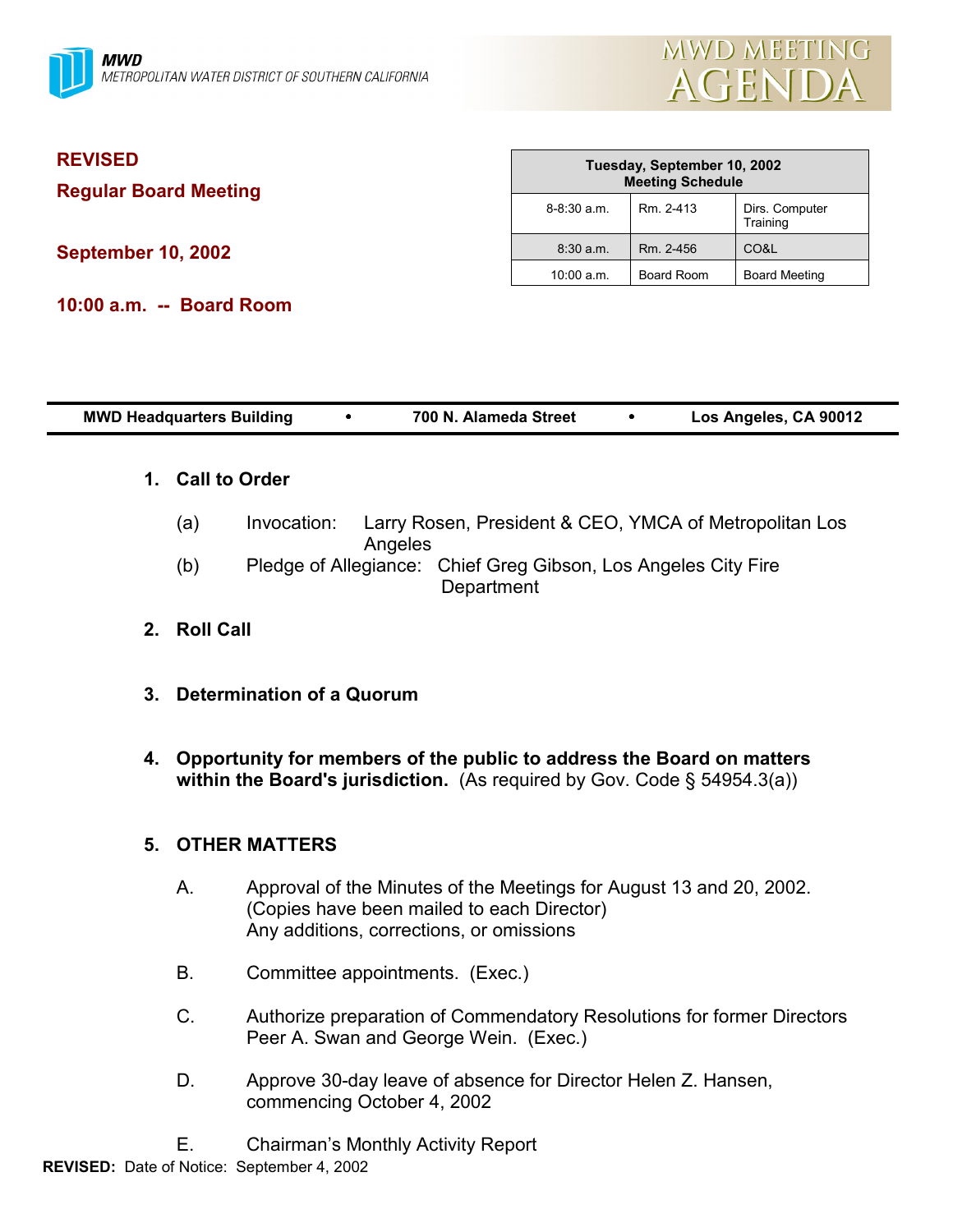MWD
METROPOLITAN WATER DISTRICT OF SOUTHERN CALIFORNIA

# MWD MEETING AGENDA

**REVISED**

**Regular Board Meeting**

**September 10, 2002**

**10:00 a.m. -- Board Room**

| Tuesday, September 10, 2002 Meeting Schedule | | |
|---|---|---|
| 8-8:30 a.m. | Rm. 2-413 | Dirs. Computer Training |
| 8:30 a.m. | Rm. 2-456 | CO&L |
| 10:00 a.m. | Board Room | Board Meeting |

**MWD Headquarters Building • 700 N. Alameda Street • Los Angeles, CA 90012**

**1. Call to Order**

(a) Invocation: Larry Rosen, President & CEO, YMCA of Metropolitan Los Angeles

(b) Pledge of Allegiance: Chief Greg Gibson, Los Angeles City Fire Department

**2. Roll Call**

**3. Determination of a Quorum**

**4. Opportunity for members of the public to address the Board on matters within the Board's jurisdiction.** (As required by Gov. Code § 54954.3(a))

**5. OTHER MATTERS**

A. Approval of the Minutes of the Meetings for August 13 and 20, 2002. (Copies have been mailed to each Director) Any additions, corrections, or omissions

B. Committee appointments. (Exec.)

C. Authorize preparation of Commendatory Resolutions for former Directors Peer A. Swan and George Wein. (Exec.)

D. Approve 30-day leave of absence for Director Helen Z. Hansen, commencing October 4, 2002

E. Chairman's Monthly Activity Report

**REVISED:** Date of Notice: September 4, 2002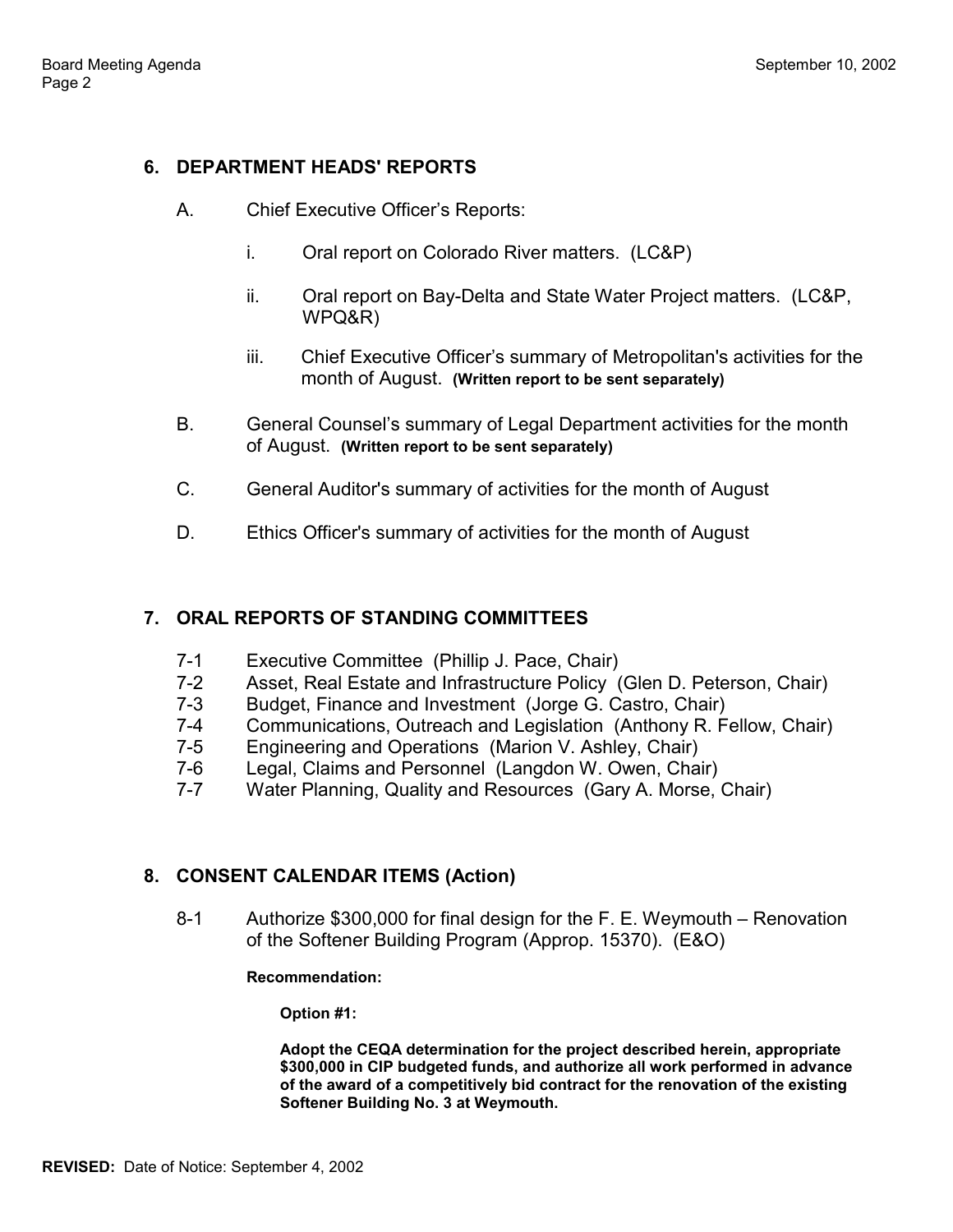## 6. DEPARTMENT HEADS' REPORTS

A. Chief Executive Officer's Reports:

   i. Oral report on Colorado River matters. (LC&P)

   ii. Oral report on Bay-Delta and State Water Project matters. (LC&P, WPQ&R)

   iii. Chief Executive Officer's summary of Metropolitan's activities for the month of August. **(Written report to be sent separately)**

B. General Counsel's summary of Legal Department activities for the month of August. **(Written report to be sent separately)**

C. General Auditor's summary of activities for the month of August

D. Ethics Officer's summary of activities for the month of August

## 7. ORAL REPORTS OF STANDING COMMITTEES

7-1 Executive Committee (Phillip J. Pace, Chair)
7-2 Asset, Real Estate and Infrastructure Policy (Glen D. Peterson, Chair)
7-3 Budget, Finance and Investment (Jorge G. Castro, Chair)
7-4 Communications, Outreach and Legislation (Anthony R. Fellow, Chair)
7-5 Engineering and Operations (Marion V. Ashley, Chair)
7-6 Legal, Claims and Personnel (Langdon W. Owen, Chair)
7-7 Water Planning, Quality and Resources (Gary A. Morse, Chair)

## 8. CONSENT CALENDAR ITEMS (Action)

8-1 Authorize $300,000 for final design for the F. E. Weymouth – Renovation of the Softener Building Program (Approp. 15370). (E&O)

**Recommendation:**

**Option #1:**

**Adopt the CEQA determination for the project described herein, appropriate $300,000 in CIP budgeted funds, and authorize all work performed in advance of the award of a competitively bid contract for the renovation of the existing Softener Building No. 3 at Weymouth.**

**REVISED:** Date of Notice: September 4, 2002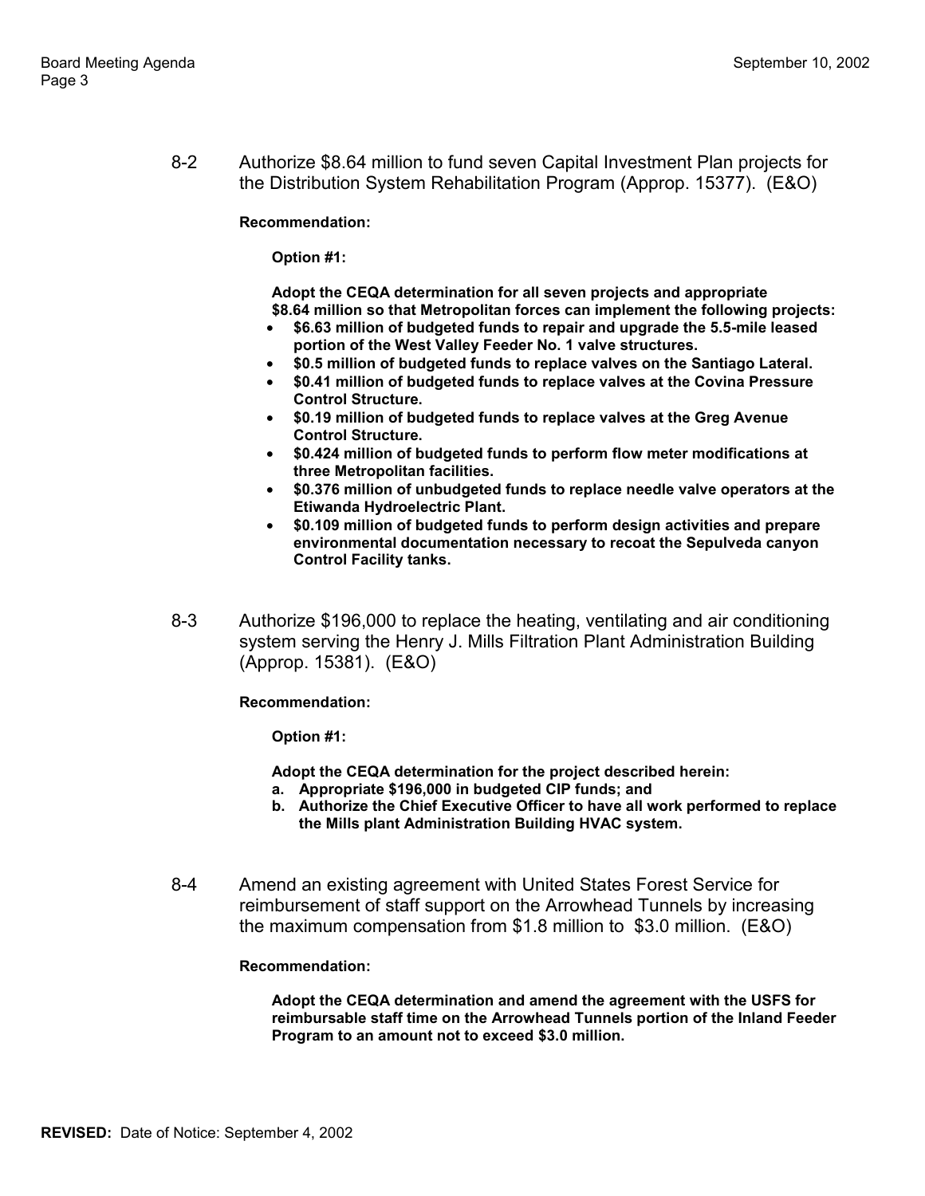8-2 Authorize $8.64 million to fund seven Capital Investment Plan projects for the Distribution System Rehabilitation Program (Approp. 15377). (E&O)

**Recommendation:**

**Option #1:**

**Adopt the CEQA determination for all seven projects and appropriate $8.64 million so that Metropolitan forces can implement the following projects:**

- **$6.63 million of budgeted funds to repair and upgrade the 5.5-mile leased portion of the West Valley Feeder No. 1 valve structures.**
- **$0.5 million of budgeted funds to replace valves on the Santiago Lateral.**
- **$0.41 million of budgeted funds to replace valves at the Covina Pressure Control Structure.**
- **$0.19 million of budgeted funds to replace valves at the Greg Avenue Control Structure.**
- **$0.424 million of budgeted funds to perform flow meter modifications at three Metropolitan facilities.**
- **$0.376 million of unbudgeted funds to replace needle valve operators at the Etiwanda Hydroelectric Plant.**
- **$0.109 million of budgeted funds to perform design activities and prepare environmental documentation necessary to recoat the Sepulveda canyon Control Facility tanks.**

8-3 Authorize $196,000 to replace the heating, ventilating and air conditioning system serving the Henry J. Mills Filtration Plant Administration Building (Approp. 15381). (E&O)

**Recommendation:**

**Option #1:**

**Adopt the CEQA determination for the project described herein:**

**a. Appropriate $196,000 in budgeted CIP funds; and**

**b. Authorize the Chief Executive Officer to have all work performed to replace the Mills plant Administration Building HVAC system.**

8-4 Amend an existing agreement with United States Forest Service for reimbursement of staff support on the Arrowhead Tunnels by increasing the maximum compensation from $1.8 million to $3.0 million. (E&O)

**Recommendation:**

**Adopt the CEQA determination and amend the agreement with the USFS for reimbursable staff time on the Arrowhead Tunnels portion of the Inland Feeder Program to an amount not to exceed $3.0 million.**

**REVISED:** Date of Notice: September 4, 2002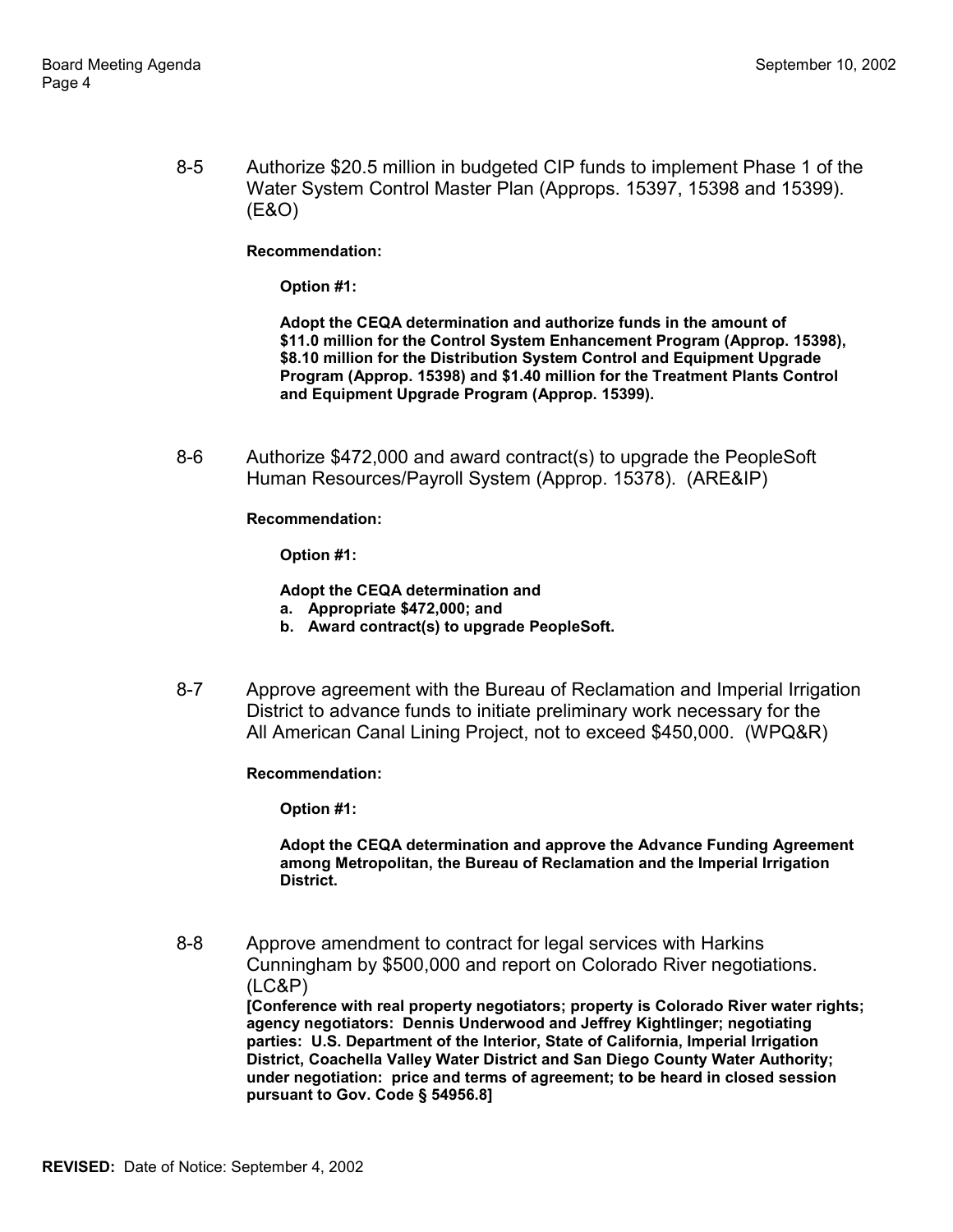8-5 Authorize $20.5 million in budgeted CIP funds to implement Phase 1 of the Water System Control Master Plan (Approps. 15397, 15398 and 15399). (E&O)

**Recommendation:**

**Option #1:**

**Adopt the CEQA determination and authorize funds in the amount of $11.0 million for the Control System Enhancement Program (Approp. 15398), $8.10 million for the Distribution System Control and Equipment Upgrade Program (Approp. 15398) and $1.40 million for the Treatment Plants Control and Equipment Upgrade Program (Approp. 15399).**

8-6 Authorize $472,000 and award contract(s) to upgrade the PeopleSoft Human Resources/Payroll System (Approp. 15378). (ARE&IP)

**Recommendation:**

**Option #1:**

**Adopt the CEQA determination and**
**a. Appropriate $472,000; and**
**b. Award contract(s) to upgrade PeopleSoft.**

8-7 Approve agreement with the Bureau of Reclamation and Imperial Irrigation District to advance funds to initiate preliminary work necessary for the All American Canal Lining Project, not to exceed $450,000. (WPQ&R)

**Recommendation:**

**Option #1:**

**Adopt the CEQA determination and approve the Advance Funding Agreement among Metropolitan, the Bureau of Reclamation and the Imperial Irrigation District.**

8-8 Approve amendment to contract for legal services with Harkins Cunningham by $500,000 and report on Colorado River negotiations. (LC&P)
**[Conference with real property negotiators; property is Colorado River water rights; agency negotiators: Dennis Underwood and Jeffrey Kightlinger; negotiating parties: U.S. Department of the Interior, State of California, Imperial Irrigation District, Coachella Valley Water District and San Diego County Water Authority; under negotiation: price and terms of agreement; to be heard in closed session pursuant to Gov. Code § 54956.8]**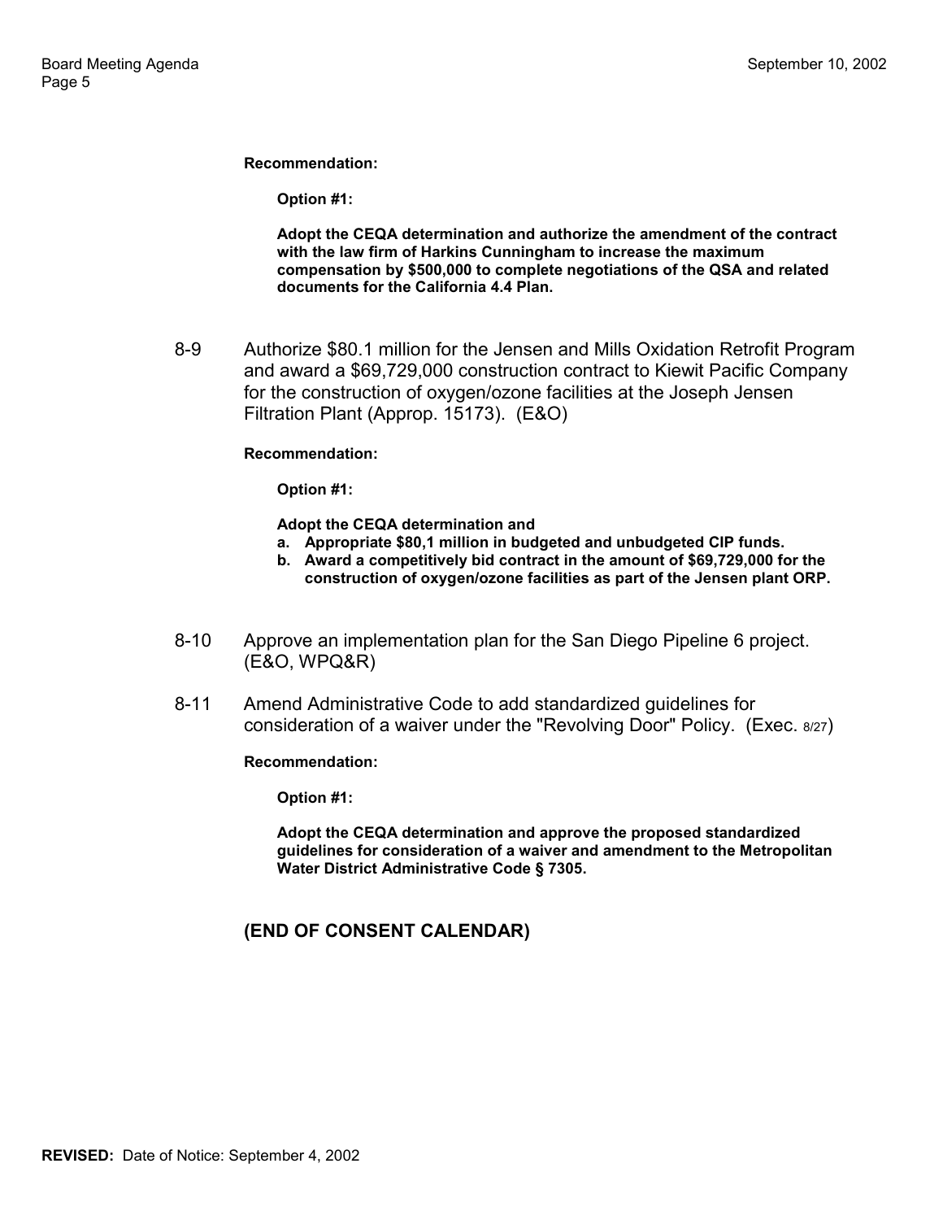**Recommendation:**

**Option #1:**

**Adopt the CEQA determination and authorize the amendment of the contract with the law firm of Harkins Cunningham to increase the maximum compensation by $500,000 to complete negotiations of the QSA and related documents for the California 4.4 Plan.**

8-9 Authorize $80.1 million for the Jensen and Mills Oxidation Retrofit Program and award a $69,729,000 construction contract to Kiewit Pacific Company for the construction of oxygen/ozone facilities at the Joseph Jensen Filtration Plant (Approp. 15173). (E&O)

**Recommendation:**

**Option #1:**

**Adopt the CEQA determination and**

- **a. Appropriate $80,1 million in budgeted and unbudgeted CIP funds.**
- **b. Award a competitively bid contract in the amount of $69,729,000 for the construction of oxygen/ozone facilities as part of the Jensen plant ORP.**

8-10 Approve an implementation plan for the San Diego Pipeline 6 project. (E&O, WPQ&R)

8-11 Amend Administrative Code to add standardized guidelines for consideration of a waiver under the "Revolving Door" Policy. (Exec. 8/27)

**Recommendation:**

**Option #1:**

**Adopt the CEQA determination and approve the proposed standardized guidelines for consideration of a waiver and amendment to the Metropolitan Water District Administrative Code § 7305.**

**(END OF CONSENT CALENDAR)**

**REVISED:** Date of Notice: September 4, 2002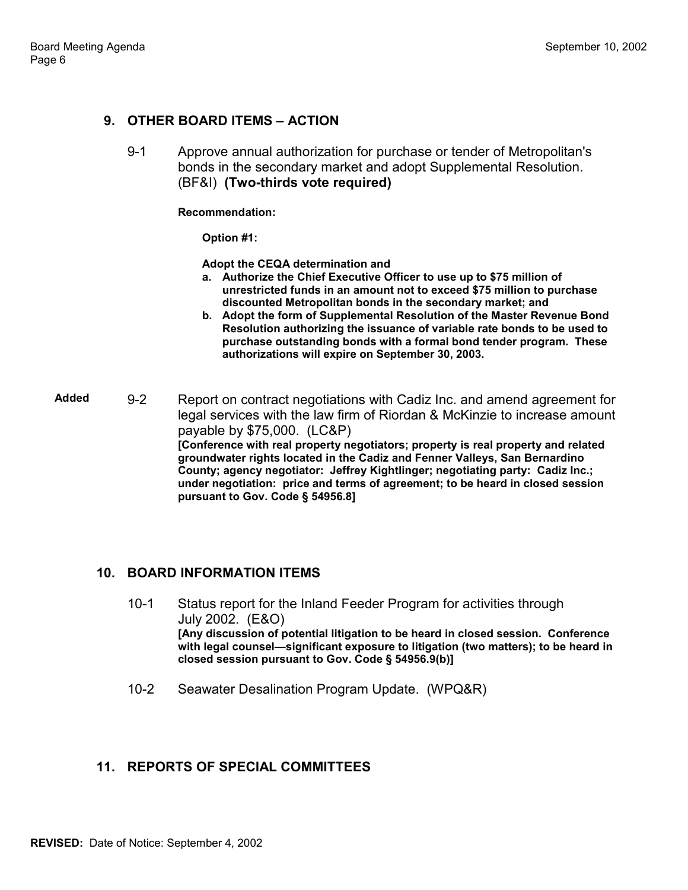## 9. OTHER BOARD ITEMS – ACTION

9-1 Approve annual authorization for purchase or tender of Metropolitan's bonds in the secondary market and adopt Supplemental Resolution. (BF&I) **(Two-thirds vote required)**

**Recommendation:**

**Option #1:**

**Adopt the CEQA determination and**

**a. Authorize the Chief Executive Officer to use up to $75 million of unrestricted funds in an amount not to exceed $75 million to purchase discounted Metropolitan bonds in the secondary market; and**

**b. Adopt the form of Supplemental Resolution of the Master Revenue Bond Resolution authorizing the issuance of variable rate bonds to be used to purchase outstanding bonds with a formal bond tender program. These authorizations will expire on September 30, 2003.**

**Added** 9-2 Report on contract negotiations with Cadiz Inc. and amend agreement for legal services with the law firm of Riordan & McKinzie to increase amount payable by $75,000. (LC&P)
**[Conference with real property negotiators; property is real property and related groundwater rights located in the Cadiz and Fenner Valleys, San Bernardino County; agency negotiator: Jeffrey Kightlinger; negotiating party: Cadiz Inc.; under negotiation: price and terms of agreement; to be heard in closed session pursuant to Gov. Code § 54956.8]**

## 10. BOARD INFORMATION ITEMS

10-1 Status report for the Inland Feeder Program for activities through July 2002. (E&O)
**[Any discussion of potential litigation to be heard in closed session. Conference with legal counsel—significant exposure to litigation (two matters); to be heard in closed session pursuant to Gov. Code § 54956.9(b)]**

10-2 Seawater Desalination Program Update. (WPQ&R)

## 11. REPORTS OF SPECIAL COMMITTEES

**REVISED:** Date of Notice: September 4, 2002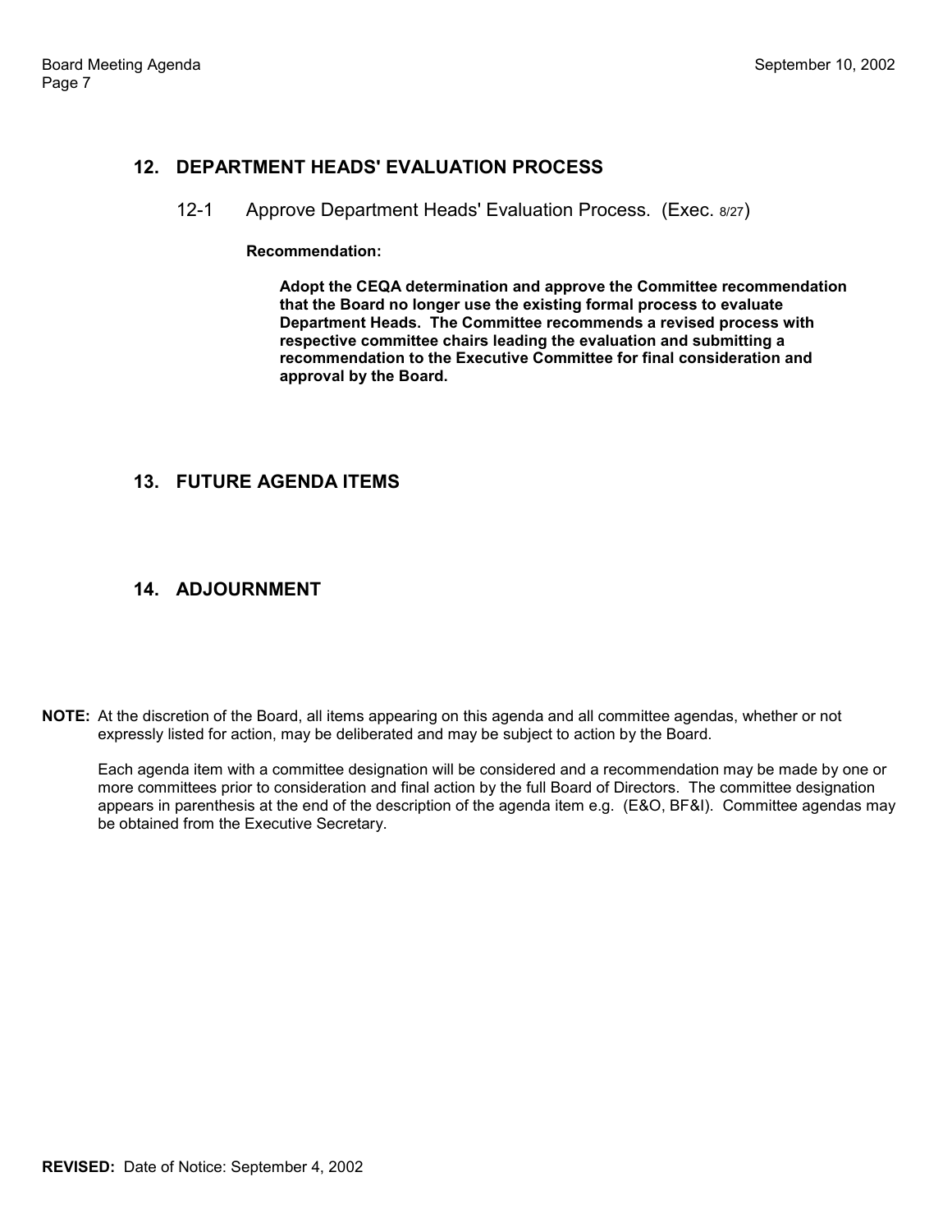## 12. DEPARTMENT HEADS' EVALUATION PROCESS

12-1 Approve Department Heads' Evaluation Process. (Exec. 8/27)

**Recommendation:**

**Adopt the CEQA determination and approve the Committee recommendation that the Board no longer use the existing formal process to evaluate Department Heads. The Committee recommends a revised process with respective committee chairs leading the evaluation and submitting a recommendation to the Executive Committee for final consideration and approval by the Board.**

## 13. FUTURE AGENDA ITEMS

## 14. ADJOURNMENT

**NOTE:** At the discretion of the Board, all items appearing on this agenda and all committee agendas, whether or not expressly listed for action, may be deliberated and may be subject to action by the Board.

Each agenda item with a committee designation will be considered and a recommendation may be made by one or more committees prior to consideration and final action by the full Board of Directors. The committee designation appears in parenthesis at the end of the description of the agenda item e.g. (E&O, BF&I). Committee agendas may be obtained from the Executive Secretary.

**REVISED:** Date of Notice: September 4, 2002